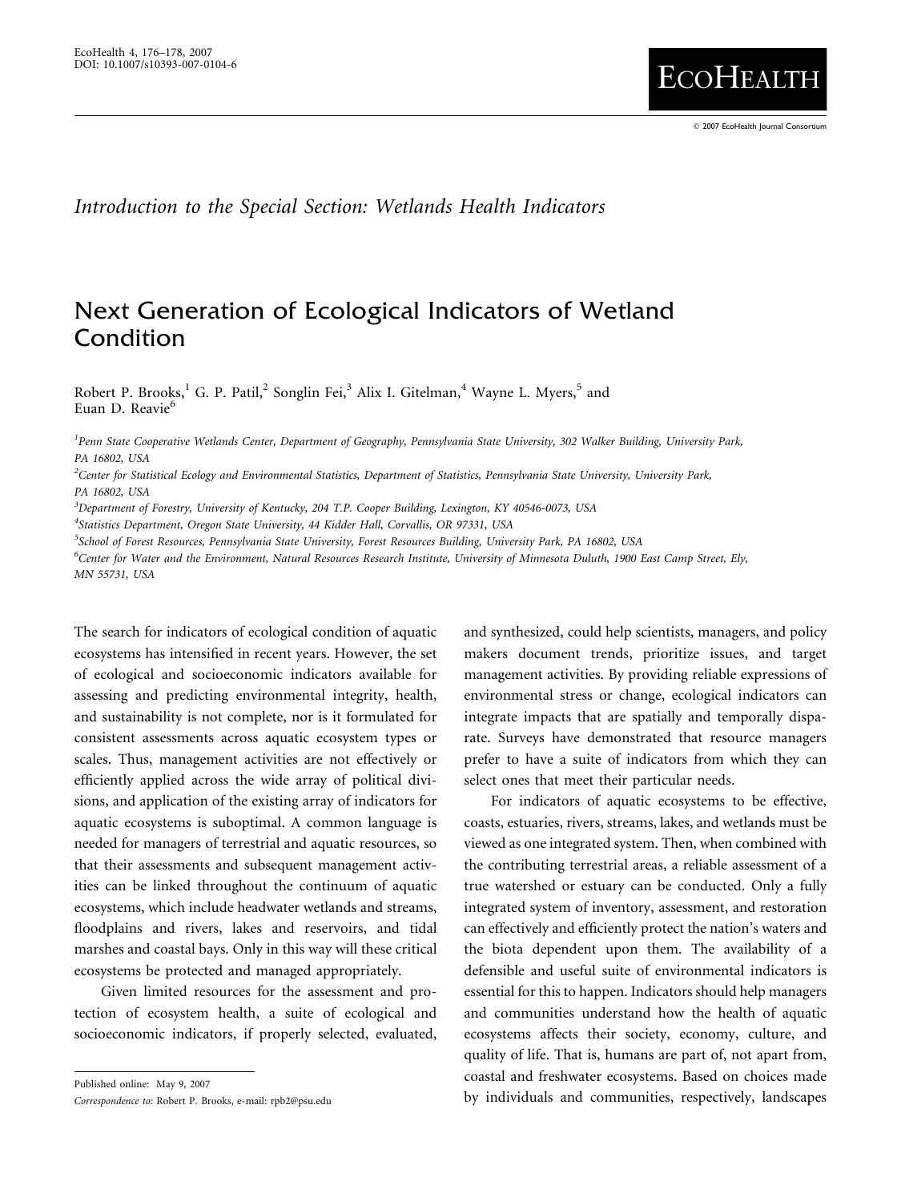*Introduction to the Special Section: Wetlands Health Indicators*

# Next Generation of Ecological Indicators of Wetland Condition

Robert P. Brooks,[1] G. P. Patil,[2] Songlin Fei,[3] Alix I. Gitelman,[4] Wayne L. Myers,[5] and Euan D. Reavie[6]

[1]*Penn State Cooperative Wetlands Center, Department of Geography, Pennsylvania State University, 302 Walker Building, University Park, PA 16802, USA*

[2]*Center for Statistical Ecology and Environmental Statistics, Department of Statistics, Pennsylvania State University, University Park, PA 16802, USA*

[3]*Department of Forestry, University of Kentucky, 204 T.P. Cooper Building, Lexington, KY 40546-0073, USA*

[4]*Statistics Department, Oregon State University, 44 Kidder Hall, Corvallis, OR 97331, USA*

[5]*School of Forest Resources, Pennsylvania State University, Forest Resources Building, University Park, PA 16802, USA*

[6]*Center for Water and the Environment, Natural Resources Research Institute, University of Minnesota Duluth, 1900 East Camp Street, Ely, MN 55731, USA*

The search for indicators of ecological condition of aquatic ecosystems has intensified in recent years. However, the set of ecological and socioeconomic indicators available for assessing and predicting environmental integrity, health, and sustainability is not complete, nor is it formulated for consistent assessments across aquatic ecosystem types or scales. Thus, management activities are not effectively or efficiently applied across the wide array of political divisions, and application of the existing array of indicators for aquatic ecosystems is suboptimal. A common language is needed for managers of terrestrial and aquatic resources, so that their assessments and subsequent management activities can be linked throughout the continuum of aquatic ecosystems, which include headwater wetlands and streams, floodplains and rivers, lakes and reservoirs, and tidal marshes and coastal bays. Only in this way will these critical ecosystems be protected and managed appropriately.

Given limited resources for the assessment and protection of ecosystem health, a suite of ecological and socioeconomic indicators, if properly selected, evaluated, and synthesized, could help scientists, managers, and policy makers document trends, prioritize issues, and target management activities. By providing reliable expressions of environmental stress or change, ecological indicators can integrate impacts that are spatially and temporally disparate. Surveys have demonstrated that resource managers prefer to have a suite of indicators from which they can select ones that meet their particular needs.

For indicators of aquatic ecosystems to be effective, coasts, estuaries, rivers, streams, lakes, and wetlands must be viewed as one integrated system. Then, when combined with the contributing terrestrial areas, a reliable assessment of a true watershed or estuary can be conducted. Only a fully integrated system of inventory, assessment, and restoration can effectively and efficiently protect the nation's waters and the biota dependent upon them. The availability of a defensible and useful suite of environmental indicators is essential for this to happen. Indicators should help managers and communities understand how the health of aquatic ecosystems affects their society, economy, culture, and quality of life. That is, humans are part of, not apart from, coastal and freshwater ecosystems. Based on choices made by individuals and communities, respectively, landscapes

Published online: May 9, 2007

*Correspondence to:* Robert P. Brooks, e-mail: rpb2@psu.edu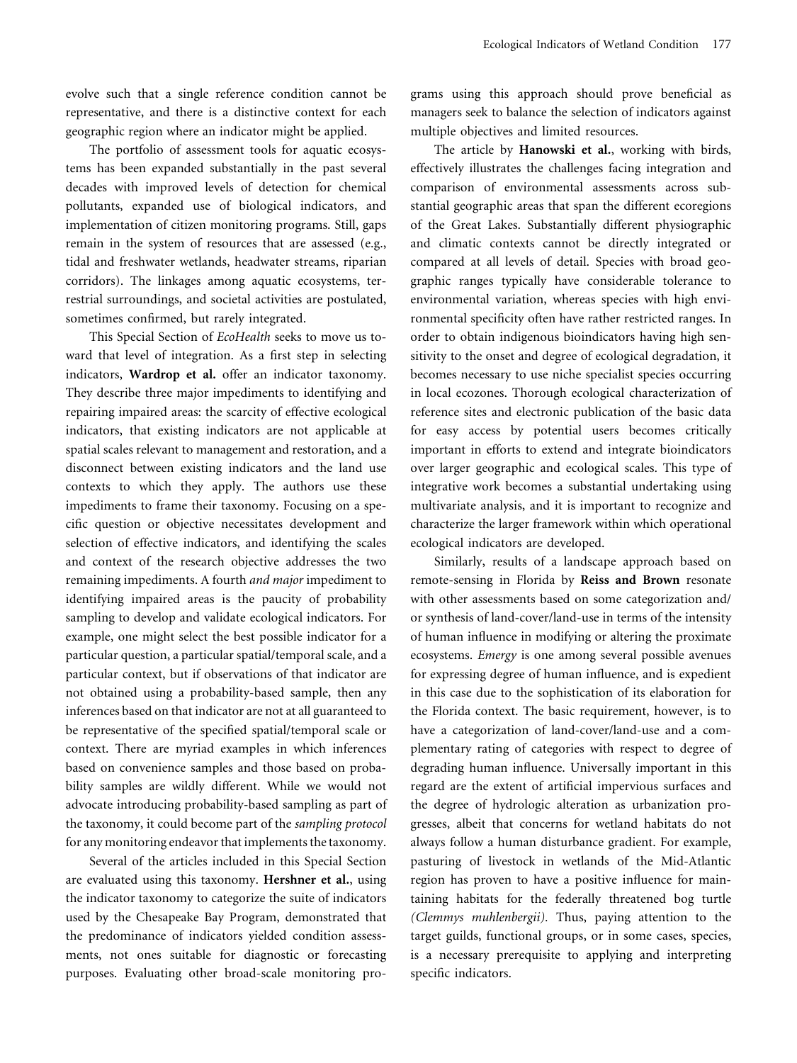evolve such that a single reference condition cannot be representative, and there is a distinctive context for each geographic region where an indicator might be applied.

The portfolio of assessment tools for aquatic ecosystems has been expanded substantially in the past several decades with improved levels of detection for chemical pollutants, expanded use of biological indicators, and implementation of citizen monitoring programs. Still, gaps remain in the system of resources that are assessed (e.g., tidal and freshwater wetlands, headwater streams, riparian corridors). The linkages among aquatic ecosystems, terrestrial surroundings, and societal activities are postulated, sometimes confirmed, but rarely integrated.

This Special Section of *EcoHealth* seeks to move us toward that level of integration. As a first step in selecting indicators, **Wardrop et al.** offer an indicator taxonomy. They describe three major impediments to identifying and repairing impaired areas: the scarcity of effective ecological indicators, that existing indicators are not applicable at spatial scales relevant to management and restoration, and a disconnect between existing indicators and the land use contexts to which they apply. The authors use these impediments to frame their taxonomy. Focusing on a specific question or objective necessitates development and selection of effective indicators, and identifying the scales and context of the research objective addresses the two remaining impediments. A fourth *and major* impediment to identifying impaired areas is the paucity of probability sampling to develop and validate ecological indicators. For example, one might select the best possible indicator for a particular question, a particular spatial/temporal scale, and a particular context, but if observations of that indicator are not obtained using a probability-based sample, then any inferences based on that indicator are not at all guaranteed to be representative of the specified spatial/temporal scale or context. There are myriad examples in which inferences based on convenience samples and those based on probability samples are wildly different. While we would not advocate introducing probability-based sampling as part of the taxonomy, it could become part of the *sampling protocol* for any monitoring endeavor that implements the taxonomy.

Several of the articles included in this Special Section are evaluated using this taxonomy. **Hershner et al.**, using the indicator taxonomy to categorize the suite of indicators used by the Chesapeake Bay Program, demonstrated that the predominance of indicators yielded condition assessments, not ones suitable for diagnostic or forecasting purposes. Evaluating other broad-scale monitoring programs using this approach should prove beneficial as managers seek to balance the selection of indicators against multiple objectives and limited resources.

The article by **Hanowski et al.**, working with birds, effectively illustrates the challenges facing integration and comparison of environmental assessments across substantial geographic areas that span the different ecoregions of the Great Lakes. Substantially different physiographic and climatic contexts cannot be directly integrated or compared at all levels of detail. Species with broad geographic ranges typically have considerable tolerance to environmental variation, whereas species with high environmental specificity often have rather restricted ranges. In order to obtain indigenous bioindicators having high sensitivity to the onset and degree of ecological degradation, it becomes necessary to use niche specialist species occurring in local ecozones. Thorough ecological characterization of reference sites and electronic publication of the basic data for easy access by potential users becomes critically important in efforts to extend and integrate bioindicators over larger geographic and ecological scales. This type of integrative work becomes a substantial undertaking using multivariate analysis, and it is important to recognize and characterize the larger framework within which operational ecological indicators are developed.

Similarly, results of a landscape approach based on remote-sensing in Florida by **Reiss and Brown** resonate with other assessments based on some categorization and/or synthesis of land-cover/land-use in terms of the intensity of human influence in modifying or altering the proximate ecosystems. *Emergy* is one among several possible avenues for expressing degree of human influence, and is expedient in this case due to the sophistication of its elaboration for the Florida context. The basic requirement, however, is to have a categorization of land-cover/land-use and a complementary rating of categories with respect to degree of degrading human influence. Universally important in this regard are the extent of artificial impervious surfaces and the degree of hydrologic alteration as urbanization progresses, albeit that concerns for wetland habitats do not always follow a human disturbance gradient. For example, pasturing of livestock in wetlands of the Mid-Atlantic region has proven to have a positive influence for maintaining habitats for the federally threatened bog turtle *(Clemmys muhlenbergii)*. Thus, paying attention to the target guilds, functional groups, or in some cases, species, is a necessary prerequisite to applying and interpreting specific indicators.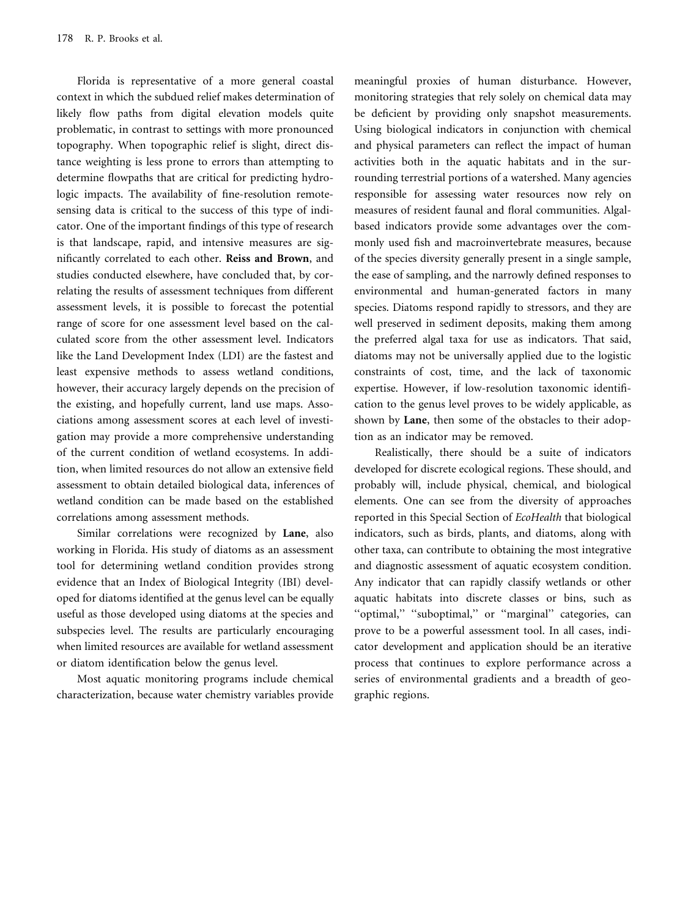Florida is representative of a more general coastal context in which the subdued relief makes determination of likely flow paths from digital elevation models quite problematic, in contrast to settings with more pronounced topography. When topographic relief is slight, direct distance weighting is less prone to errors than attempting to determine flowpaths that are critical for predicting hydrologic impacts. The availability of fine-resolution remote-sensing data is critical to the success of this type of indicator. One of the important findings of this type of research is that landscape, rapid, and intensive measures are significantly correlated to each other. **Reiss and Brown**, and studies conducted elsewhere, have concluded that, by correlating the results of assessment techniques from different assessment levels, it is possible to forecast the potential range of score for one assessment level based on the calculated score from the other assessment level. Indicators like the Land Development Index (LDI) are the fastest and least expensive methods to assess wetland conditions, however, their accuracy largely depends on the precision of the existing, and hopefully current, land use maps. Associations among assessment scores at each level of investigation may provide a more comprehensive understanding of the current condition of wetland ecosystems. In addition, when limited resources do not allow an extensive field assessment to obtain detailed biological data, inferences of wetland condition can be made based on the established correlations among assessment methods.

Similar correlations were recognized by **Lane**, also working in Florida. His study of diatoms as an assessment tool for determining wetland condition provides strong evidence that an Index of Biological Integrity (IBI) developed for diatoms identified at the genus level can be equally useful as those developed using diatoms at the species and subspecies level. The results are particularly encouraging when limited resources are available for wetland assessment or diatom identification below the genus level.

Most aquatic monitoring programs include chemical characterization, because water chemistry variables provide meaningful proxies of human disturbance. However, monitoring strategies that rely solely on chemical data may be deficient by providing only snapshot measurements. Using biological indicators in conjunction with chemical and physical parameters can reflect the impact of human activities both in the aquatic habitats and in the surrounding terrestrial portions of a watershed. Many agencies responsible for assessing water resources now rely on measures of resident faunal and floral communities. Algal-based indicators provide some advantages over the commonly used fish and macroinvertebrate measures, because of the species diversity generally present in a single sample, the ease of sampling, and the narrowly defined responses to environmental and human-generated factors in many species. Diatoms respond rapidly to stressors, and they are well preserved in sediment deposits, making them among the preferred algal taxa for use as indicators. That said, diatoms may not be universally applied due to the logistic constraints of cost, time, and the lack of taxonomic expertise. However, if low-resolution taxonomic identification to the genus level proves to be widely applicable, as shown by **Lane**, then some of the obstacles to their adoption as an indicator may be removed.

Realistically, there should be a suite of indicators developed for discrete ecological regions. These should, and probably will, include physical, chemical, and biological elements. One can see from the diversity of approaches reported in this Special Section of *EcoHealth* that biological indicators, such as birds, plants, and diatoms, along with other taxa, can contribute to obtaining the most integrative and diagnostic assessment of aquatic ecosystem condition. Any indicator that can rapidly classify wetlands or other aquatic habitats into discrete classes or bins, such as "optimal," "suboptimal," or "marginal" categories, can prove to be a powerful assessment tool. In all cases, indicator development and application should be an iterative process that continues to explore performance across a series of environmental gradients and a breadth of geographic regions.